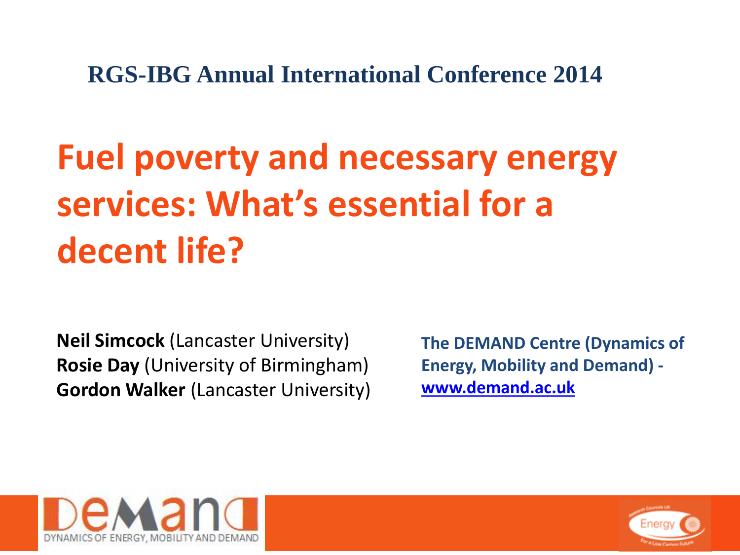RGS-IBG Annual International Conference 2014

# Fuel poverty and necessary energy services: What's essential for a decent life?

**Neil Simcock** (Lancaster University)
**Rosie Day** (University of Birmingham)
**Gordon Walker** (Lancaster University)

**The DEMAND Centre (Dynamics of Energy, Mobility and Demand) - www.demand.ac.uk**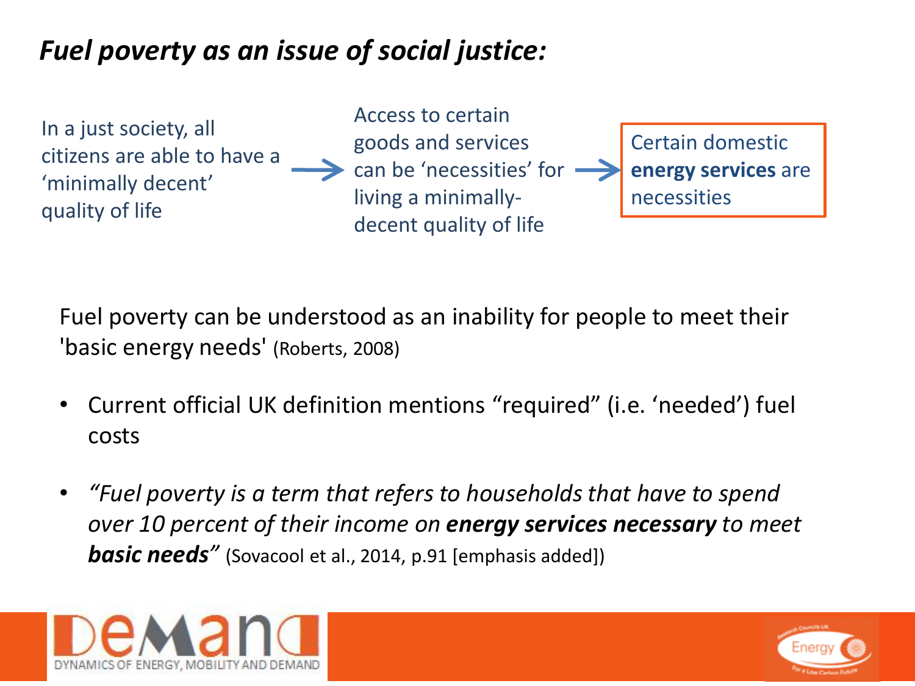## *Fuel poverty as an issue of social justice:*

In a just society, all citizens are able to have a 'minimally decent' quality of life → Access to certain goods and services can be 'necessities' for living a minimally-decent quality of life → Certain domestic **energy services** are necessities

Fuel poverty can be understood as an inability for people to meet their 'basic energy needs' (Roberts, 2008)

- Current official UK definition mentions "required" (i.e. 'needed') fuel costs
- *"Fuel poverty is a term that refers to households that have to spend over 10 percent of their income on* ***energy services necessary*** *to meet* ***basic needs****"* (Sovacool et al., 2014, p.91 [emphasis added])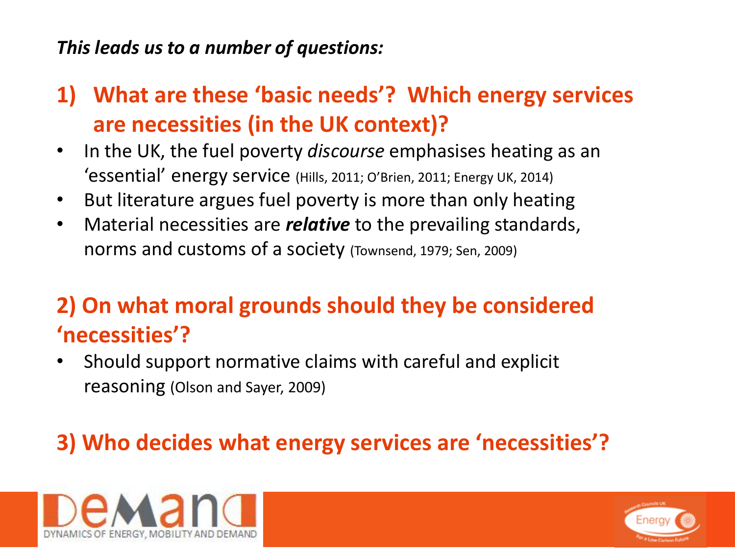***This leads us to a number of questions:***

## 1) What are these 'basic needs'? Which energy services are necessities (in the UK context)?

- In the UK, the fuel poverty *discourse* emphasises heating as an 'essential' energy service (Hills, 2011; O'Brien, 2011; Energy UK, 2014)
- But literature argues fuel poverty is more than only heating
- Material necessities are ***relative*** to the prevailing standards, norms and customs of a society (Townsend, 1979; Sen, 2009)

## 2) On what moral grounds should they be considered 'necessities'?

- Should support normative claims with careful and explicit reasoning (Olson and Sayer, 2009)

## 3) Who decides what energy services are 'necessities'?

DEMAND – DYNAMICS OF ENERGY, MOBILITY AND DEMAND

Research Councils UK Energy – For a Low Carbon Future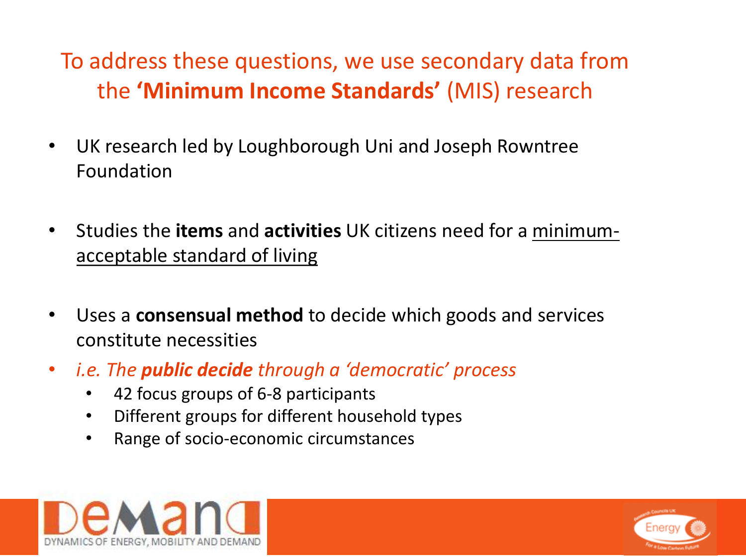# To address these questions, we use secondary data from the **'Minimum Income Standards'** (MIS) research

- UK research led by Loughborough Uni and Joseph Rowntree Foundation
- Studies the **items** and **activities** UK citizens need for a <u>minimum-acceptable standard of living</u>
- Uses a **consensual method** to decide which goods and services constitute necessities
- *i.e. The **public decide** through a 'democratic' process*
  - 42 focus groups of 6-8 participants
  - Different groups for different household types
  - Range of socio-economic circumstances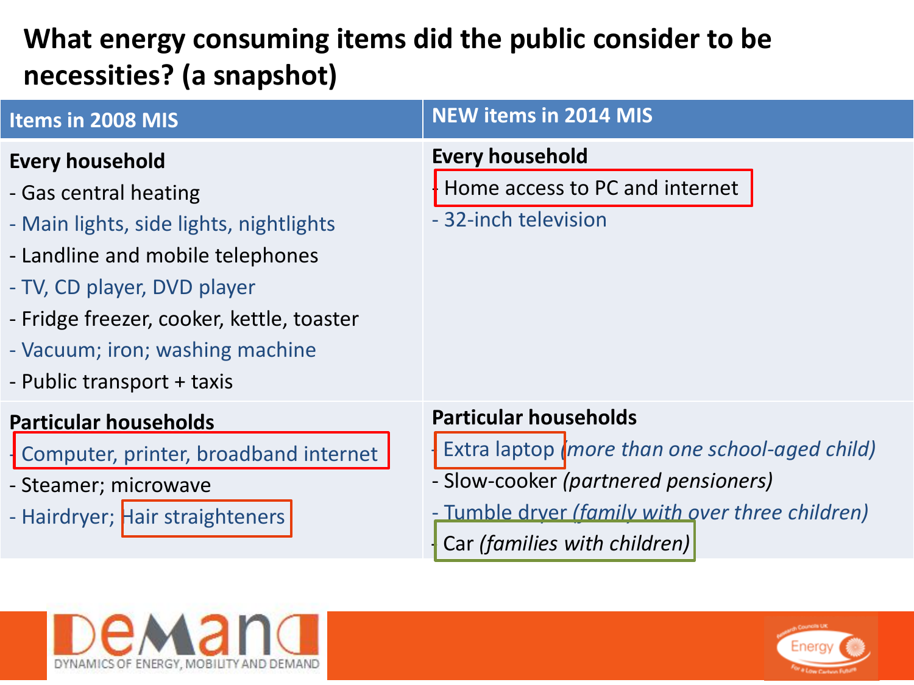# What energy consuming items did the public consider to be necessities? (a snapshot)

| Items in 2008 MIS | NEW items in 2014 MIS |
|---|---|
| **Every household**<br>- Gas central heating<br>- Main lights, side lights, nightlights<br>- Landline and mobile telephones<br>- TV, CD player, DVD player<br>- Fridge freezer, cooker, kettle, toaster<br>- Vacuum; iron; washing machine<br>- Public transport + taxis | **Every household**<br>- Home access to PC and internet<br>- 32-inch television |
| **Particular households**<br>- Computer, printer, broadband internet<br>- Steamer; microwave<br>- Hairdryer; Hair straighteners | **Particular households**<br>- Extra laptop *(more than one school-aged child)*<br>- Slow-cooker *(partnered pensioners)*<br>- Tumble dryer *(family with over three children)*<br>- Car *(families with children)* |

DeMand
DYNAMICS OF ENERGY, MOBILITY AND DEMAND

Research Councils UK Energy For a Low Carbon Future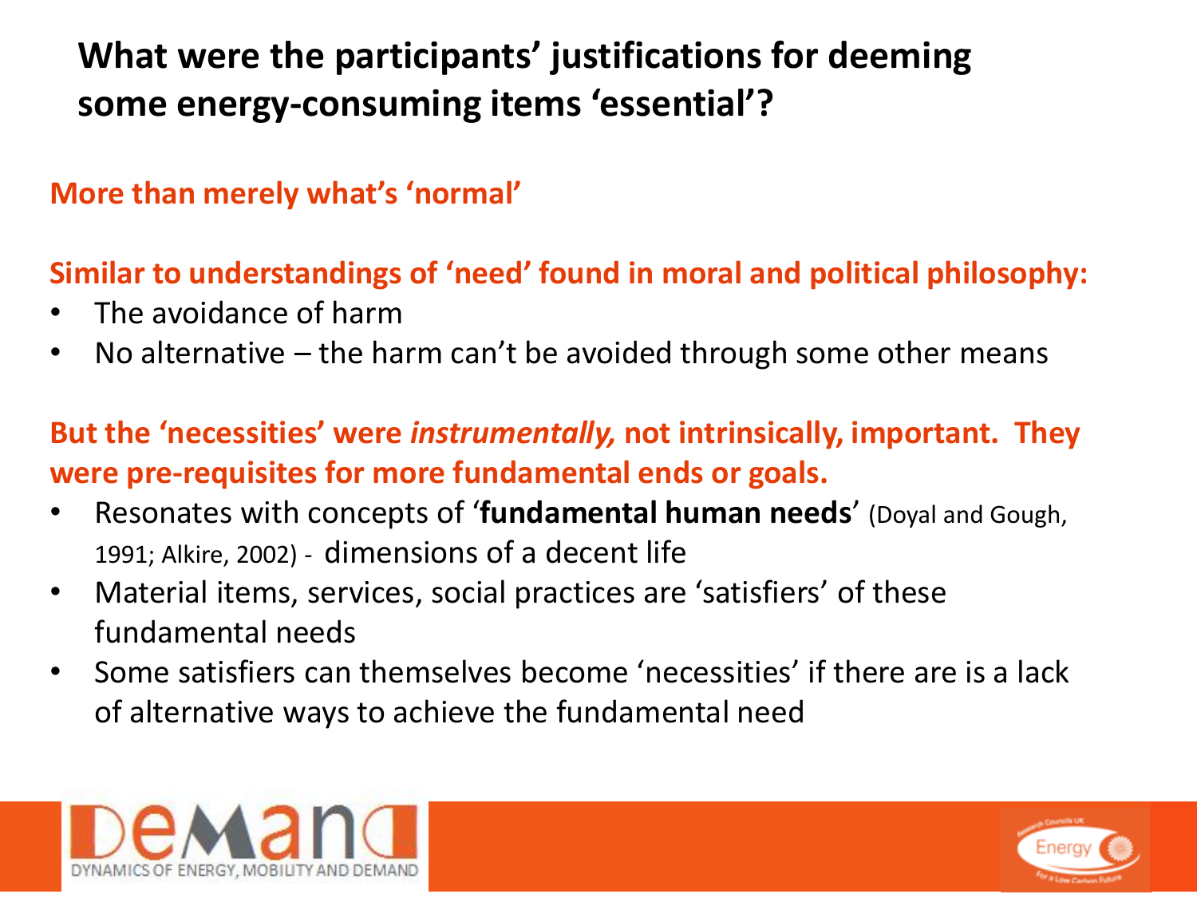# What were the participants' justifications for deeming some energy-consuming items 'essential'?

**More than merely what's 'normal'**

**Similar to understandings of 'need' found in moral and political philosophy:**

- The avoidance of harm
- No alternative – the harm can't be avoided through some other means

**But the 'necessities' were *instrumentally,* not intrinsically, important. They were pre-requisites for more fundamental ends or goals.**

- Resonates with concepts of '**fundamental human needs**' (Doyal and Gough, 1991; Alkire, 2002) - dimensions of a decent life
- Material items, services, social practices are 'satisfiers' of these fundamental needs
- Some satisfiers can themselves become 'necessities' if there are is a lack of alternative ways to achieve the fundamental need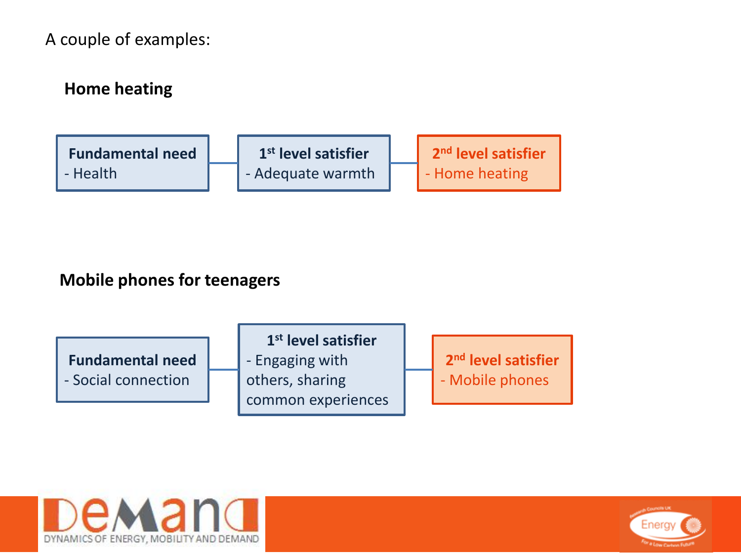A couple of examples:

### Home heating

| Fundamental need | 1st level satisfier | 2nd level satisfier |
| --- | --- | --- |
| - Health | - Adequate warmth | - Home heating |

### Mobile phones for teenagers

| Fundamental need | 1st level satisfier | 2nd level satisfier |
| --- | --- | --- |
| - Social connection | - Engaging with others, sharing common experiences | - Mobile phones |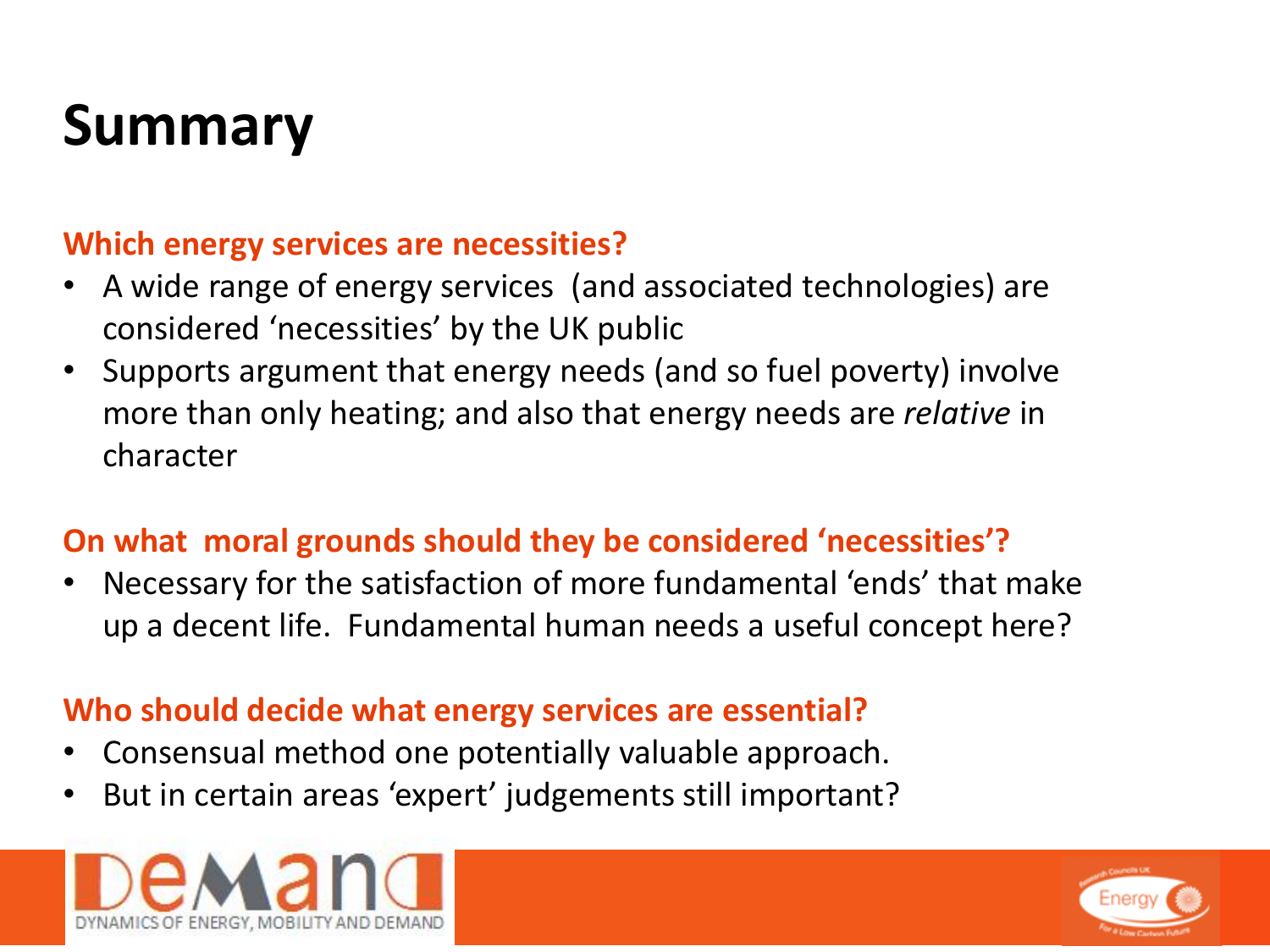# Summary

### Which energy services are necessities?

- A wide range of energy services (and associated technologies) are considered 'necessities' by the UK public
- Supports argument that energy needs (and so fuel poverty) involve more than only heating; and also that energy needs are *relative* in character

### On what moral grounds should they be considered 'necessities'?

- Necessary for the satisfaction of more fundamental 'ends' that make up a decent life. Fundamental human needs a useful concept here?

### Who should decide what energy services are essential?

- Consensual method one potentially valuable approach.
- But in certain areas 'expert' judgements still important?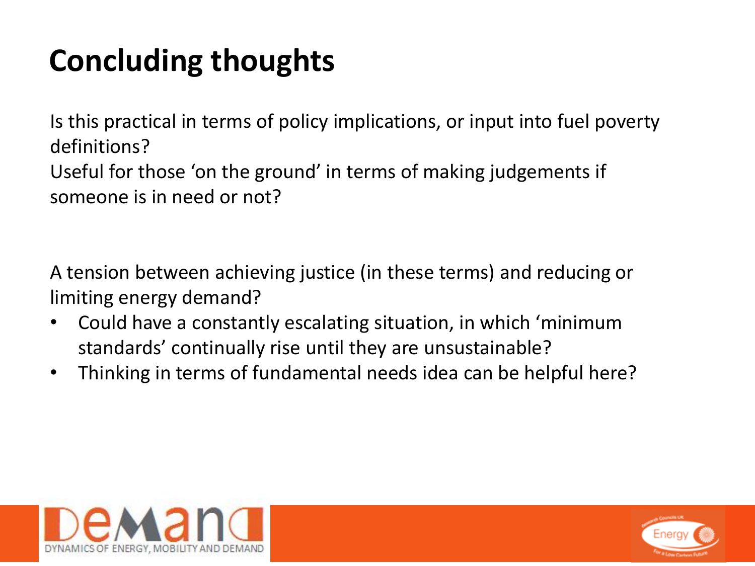# Concluding thoughts

Is this practical in terms of policy implications, or input into fuel poverty definitions?
Useful for those 'on the ground' in terms of making judgements if someone is in need or not?

A tension between achieving justice (in these terms) and reducing or limiting energy demand?

- Could have a constantly escalating situation, in which 'minimum standards' continually rise until they are unsustainable?
- Thinking in terms of fundamental needs idea can be helpful here?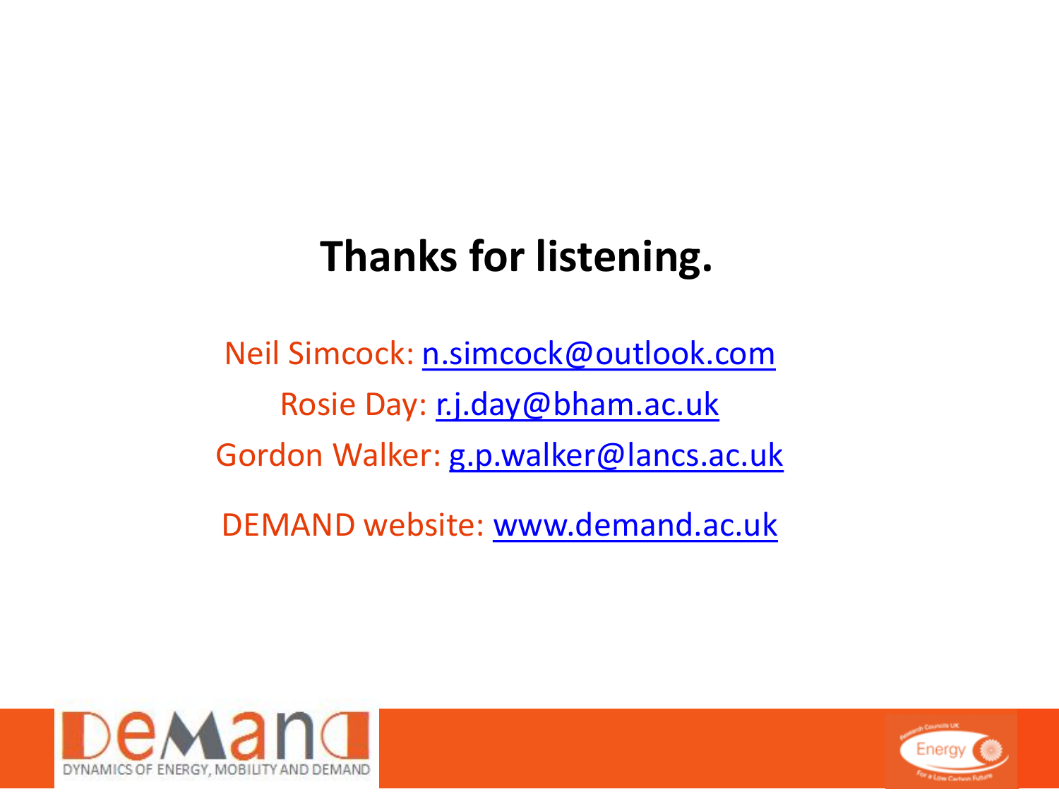# Thanks for listening.

Neil Simcock: n.simcock@outlook.com

Rosie Day: r.j.day@bham.ac.uk

Gordon Walker: g.p.walker@lancs.ac.uk

DEMAND website: www.demand.ac.uk

DEMAND
DYNAMICS OF ENERGY, MOBILITY AND DEMAND

Research Councils UK
Energy
For a Low Carbon Future